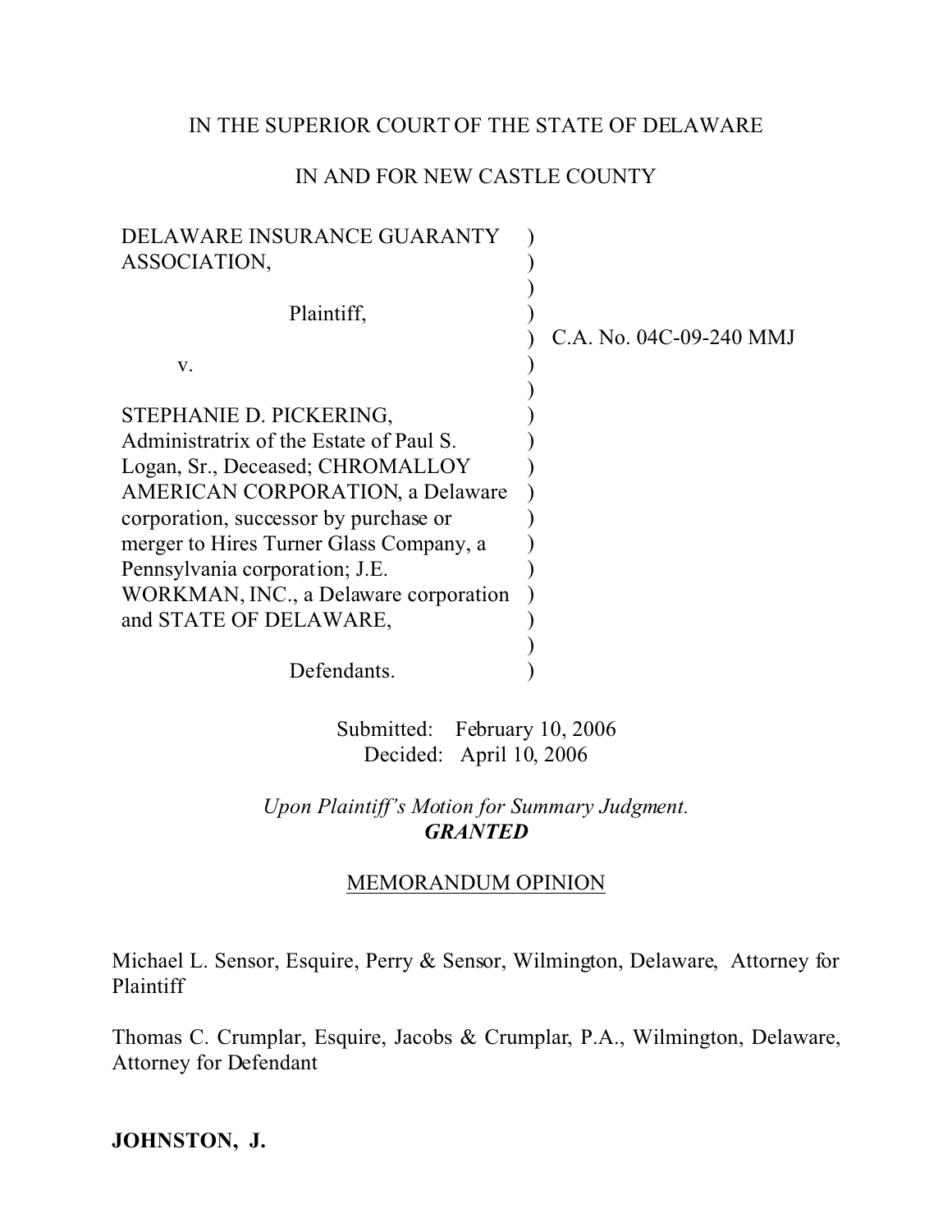IN THE SUPERIOR COURT OF THE STATE OF DELAWARE

IN AND FOR NEW CASTLE COUNTY

| | | |
|---|---|---|
| DELAWARE INSURANCE GUARANTY ASSOCIATION, | ) | |
| | ) | |
| Plaintiff, | ) | |
| | ) | C.A. No. 04C-09-240 MMJ |
| v. | ) | |
| | ) | |
| STEPHANIE D. PICKERING, Administratrix of the Estate of Paul S. Logan, Sr., Deceased; CHROMALLOY AMERICAN CORPORATION, a Delaware corporation, successor by purchase or merger to Hires Turner Glass Company, a Pennsylvania corporation; J.E. WORKMAN, INC., a Delaware corporation and STATE OF DELAWARE, | ) | |
| | ) | |
| Defendants. | ) | |

Submitted: February 10, 2006
Decided: April 10, 2006

*Upon Plaintiff's Motion for Summary Judgment.*
***GRANTED***

MEMORANDUM OPINION

Michael L. Sensor, Esquire, Perry & Sensor, Wilmington, Delaware, Attorney for Plaintiff

Thomas C. Crumplar, Esquire, Jacobs & Crumplar, P.A., Wilmington, Delaware, Attorney for Defendant

**JOHNSTON, J.**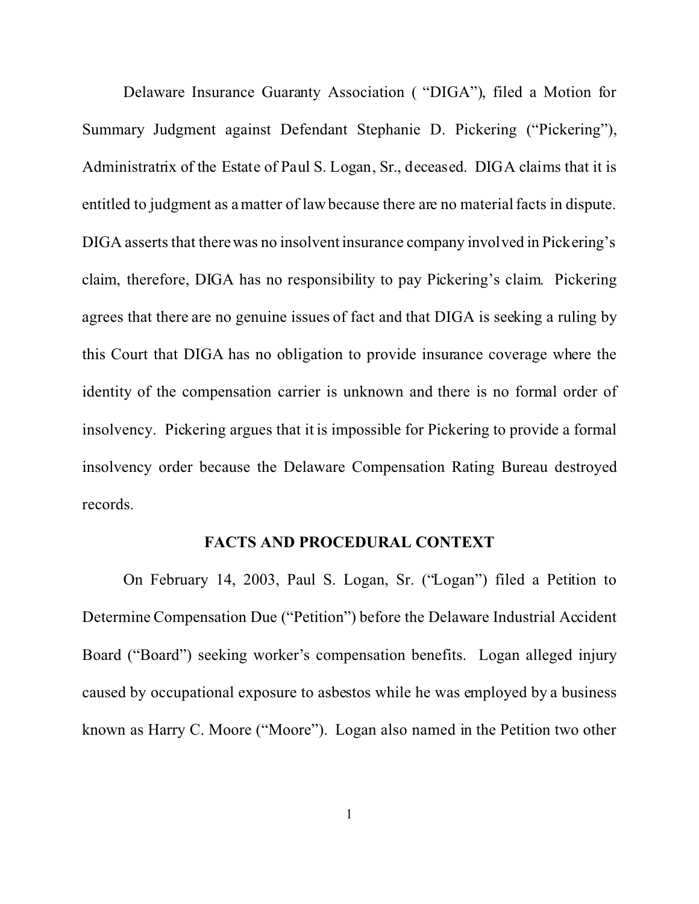Delaware Insurance Guaranty Association ( "DIGA"), filed a Motion for Summary Judgment against Defendant Stephanie D. Pickering ("Pickering"), Administratrix of the Estate of Paul S. Logan, Sr., deceased. DIGA claims that it is entitled to judgment as a matter of law because there are no material facts in dispute. DIGA asserts that there was no insolvent insurance company involved in Pickering's claim, therefore, DIGA has no responsibility to pay Pickering's claim. Pickering agrees that there are no genuine issues of fact and that DIGA is seeking a ruling by this Court that DIGA has no obligation to provide insurance coverage where the identity of the compensation carrier is unknown and there is no formal order of insolvency. Pickering argues that it is impossible for Pickering to provide a formal insolvency order because the Delaware Compensation Rating Bureau destroyed records.

## FACTS AND PROCEDURAL CONTEXT

On February 14, 2003, Paul S. Logan, Sr. ("Logan") filed a Petition to Determine Compensation Due ("Petition") before the Delaware Industrial Accident Board ("Board") seeking worker's compensation benefits. Logan alleged injury caused by occupational exposure to asbestos while he was employed by a business known as Harry C. Moore ("Moore"). Logan also named in the Petition two other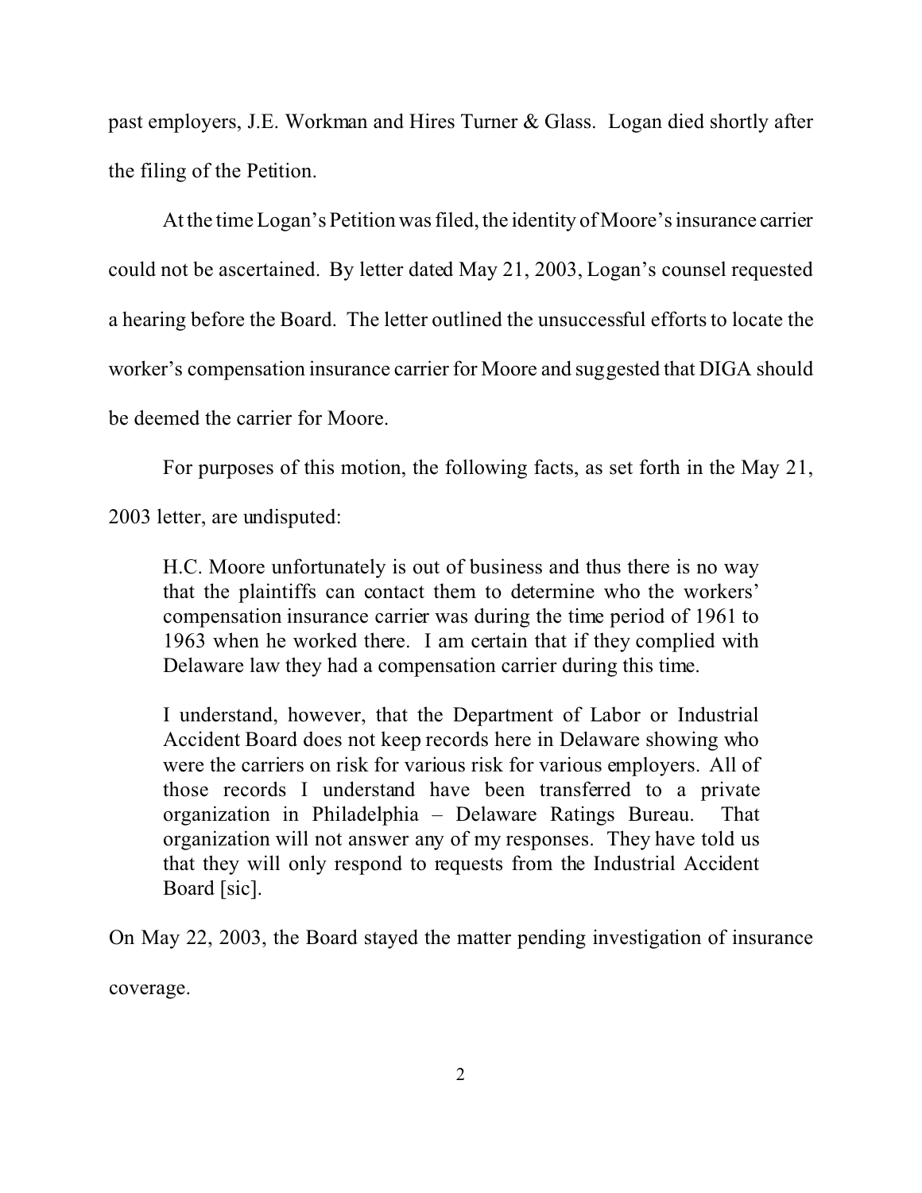past employers, J.E. Workman and Hires Turner & Glass. Logan died shortly after the filing of the Petition.

At the time Logan's Petition was filed, the identity of Moore's insurance carrier could not be ascertained. By letter dated May 21, 2003, Logan's counsel requested a hearing before the Board. The letter outlined the unsuccessful efforts to locate the worker's compensation insurance carrier for Moore and suggested that DIGA should be deemed the carrier for Moore.

For purposes of this motion, the following facts, as set forth in the May 21, 2003 letter, are undisputed:

> H.C. Moore unfortunately is out of business and thus there is no way that the plaintiffs can contact them to determine who the workers' compensation insurance carrier was during the time period of 1961 to 1963 when he worked there. I am certain that if they complied with Delaware law they had a compensation carrier during this time.
>
> I understand, however, that the Department of Labor or Industrial Accident Board does not keep records here in Delaware showing who were the carriers on risk for various risk for various employers. All of those records I understand have been transferred to a private organization in Philadelphia – Delaware Ratings Bureau. That organization will not answer any of my responses. They have told us that they will only respond to requests from the Industrial Accident Board [sic].

On May 22, 2003, the Board stayed the matter pending investigation of insurance coverage.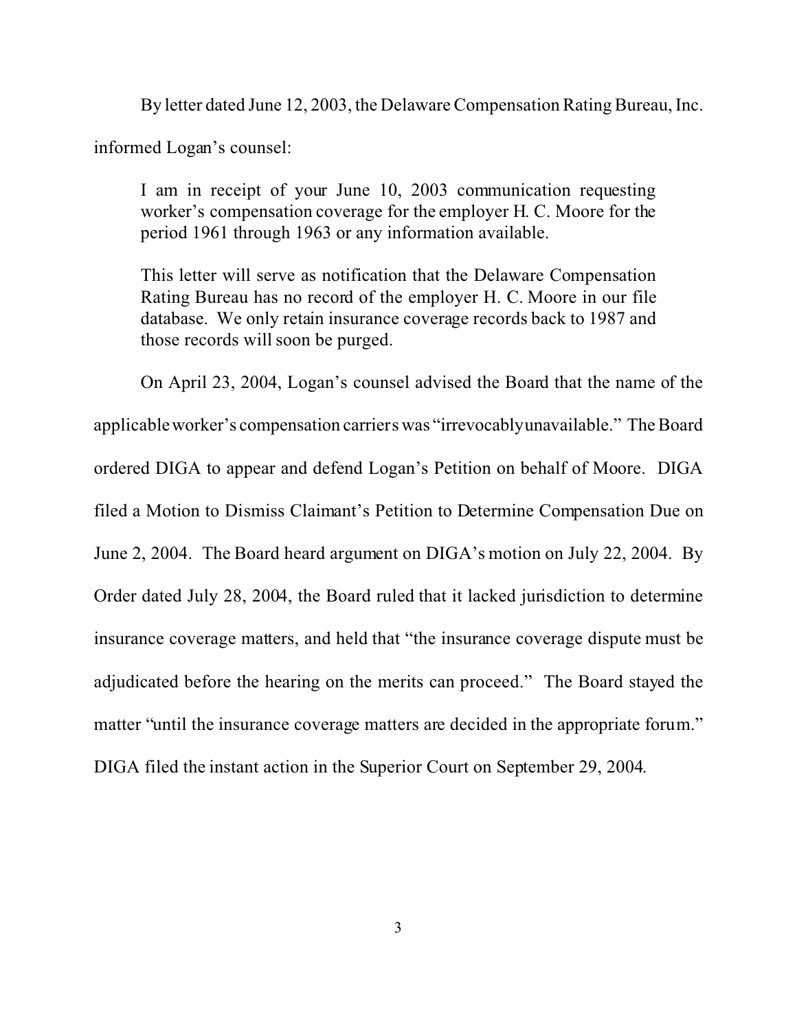By letter dated June 12, 2003, the Delaware Compensation Rating Bureau, Inc. informed Logan's counsel:

> I am in receipt of your June 10, 2003 communication requesting worker's compensation coverage for the employer H. C. Moore for the period 1961 through 1963 or any information available.
>
> This letter will serve as notification that the Delaware Compensation Rating Bureau has no record of the employer H. C. Moore in our file database. We only retain insurance coverage records back to 1987 and those records will soon be purged.

On April 23, 2004, Logan's counsel advised the Board that the name of the applicable worker's compensation carriers was "irrevocably unavailable." The Board ordered DIGA to appear and defend Logan's Petition on behalf of Moore. DIGA filed a Motion to Dismiss Claimant's Petition to Determine Compensation Due on June 2, 2004. The Board heard argument on DIGA's motion on July 22, 2004. By Order dated July 28, 2004, the Board ruled that it lacked jurisdiction to determine insurance coverage matters, and held that "the insurance coverage dispute must be adjudicated before the hearing on the merits can proceed." The Board stayed the matter "until the insurance coverage matters are decided in the appropriate forum." DIGA filed the instant action in the Superior Court on September 29, 2004.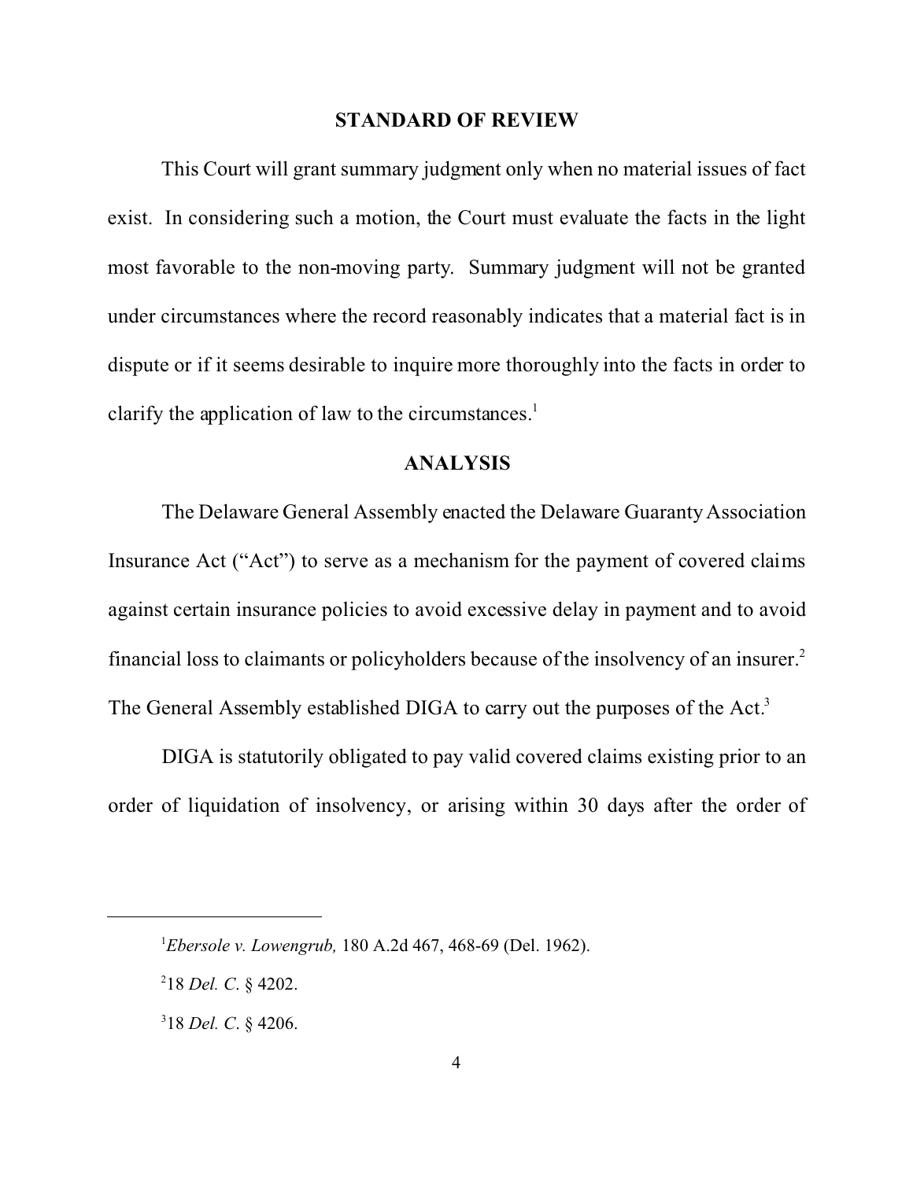## STANDARD OF REVIEW

This Court will grant summary judgment only when no material issues of fact exist. In considering such a motion, the Court must evaluate the facts in the light most favorable to the non-moving party. Summary judgment will not be granted under circumstances where the record reasonably indicates that a material fact is in dispute or if it seems desirable to inquire more thoroughly into the facts in order to clarify the application of law to the circumstances.[1]

## ANALYSIS

The Delaware General Assembly enacted the Delaware Guaranty Association Insurance Act ("Act") to serve as a mechanism for the payment of covered claims against certain insurance policies to avoid excessive delay in payment and to avoid financial loss to claimants or policyholders because of the insolvency of an insurer.[2] The General Assembly established DIGA to carry out the purposes of the Act.[3]

DIGA is statutorily obligated to pay valid covered claims existing prior to an order of liquidation of insolvency, or arising within 30 days after the order of

---

[1] *Ebersole v. Lowengrub,* 180 A.2d 467, 468-69 (Del. 1962).

[2] 18 *Del. C.* § 4202.

[3] 18 *Del. C.* § 4206.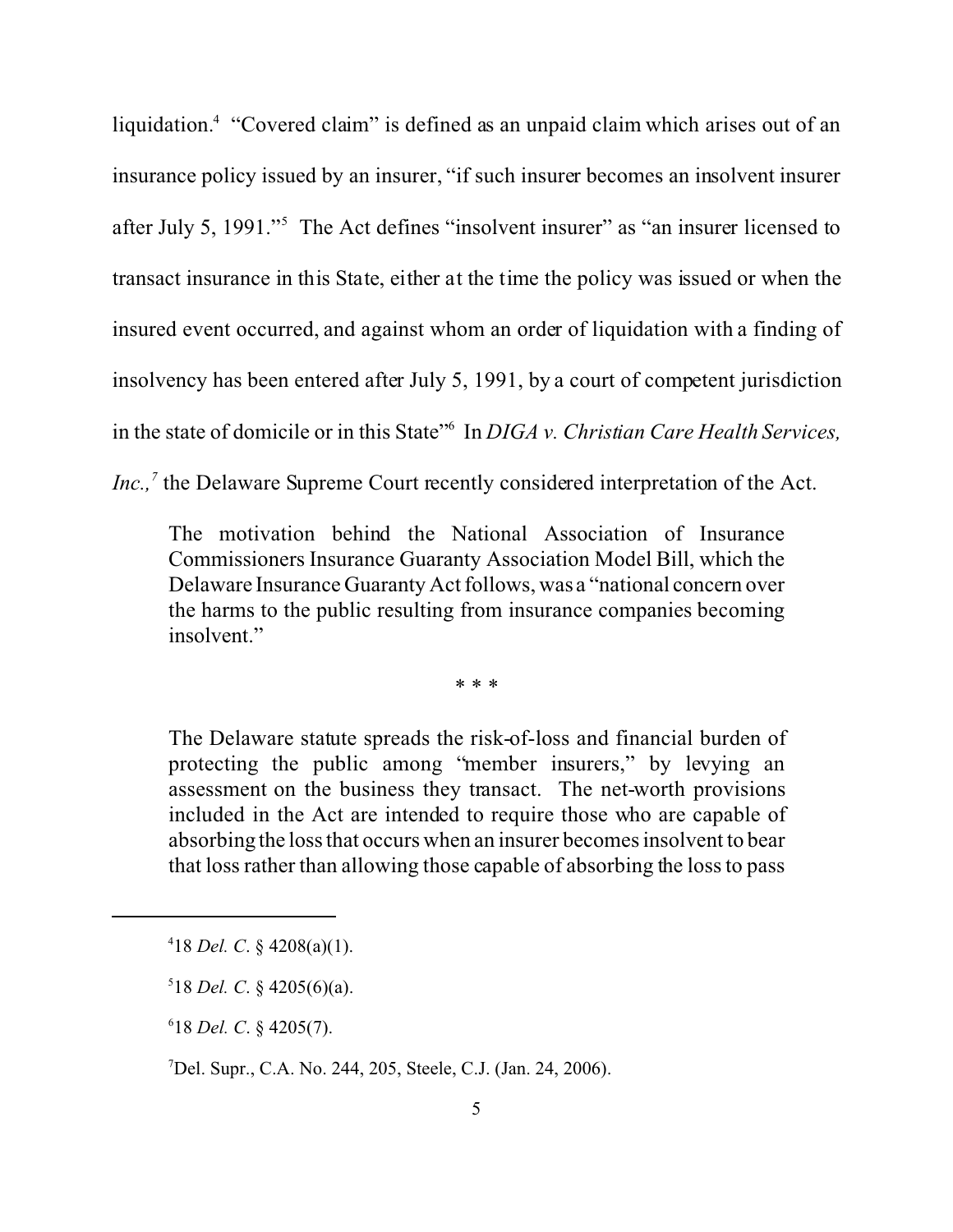liquidation.[4] "Covered claim" is defined as an unpaid claim which arises out of an insurance policy issued by an insurer, "if such insurer becomes an insolvent insurer after July 5, 1991."[5] The Act defines "insolvent insurer" as "an insurer licensed to transact insurance in this State, either at the time the policy was issued or when the insured event occurred, and against whom an order of liquidation with a finding of insolvency has been entered after July 5, 1991, by a court of competent jurisdiction in the state of domicile or in this State"[6] In *DIGA v. Christian Care Health Services, Inc.,*[7] the Delaware Supreme Court recently considered interpretation of the Act.

> The motivation behind the National Association of Insurance Commissioners Insurance Guaranty Association Model Bill, which the Delaware Insurance Guaranty Act follows, was a "national concern over the harms to the public resulting from insurance companies becoming insolvent."
>
> \* \* \*
>
> The Delaware statute spreads the risk-of-loss and financial burden of protecting the public among "member insurers," by levying an assessment on the business they transact. The net-worth provisions included in the Act are intended to require those who are capable of absorbing the loss that occurs when an insurer becomes insolvent to bear that loss rather than allowing those capable of absorbing the loss to pass

---

[4] 18 *Del. C.* § 4208(a)(1).

[5] 18 *Del. C.* § 4205(6)(a).

[6] 18 *Del. C.* § 4205(7).

[7] Del. Supr., C.A. No. 244, 205, Steele, C.J. (Jan. 24, 2006).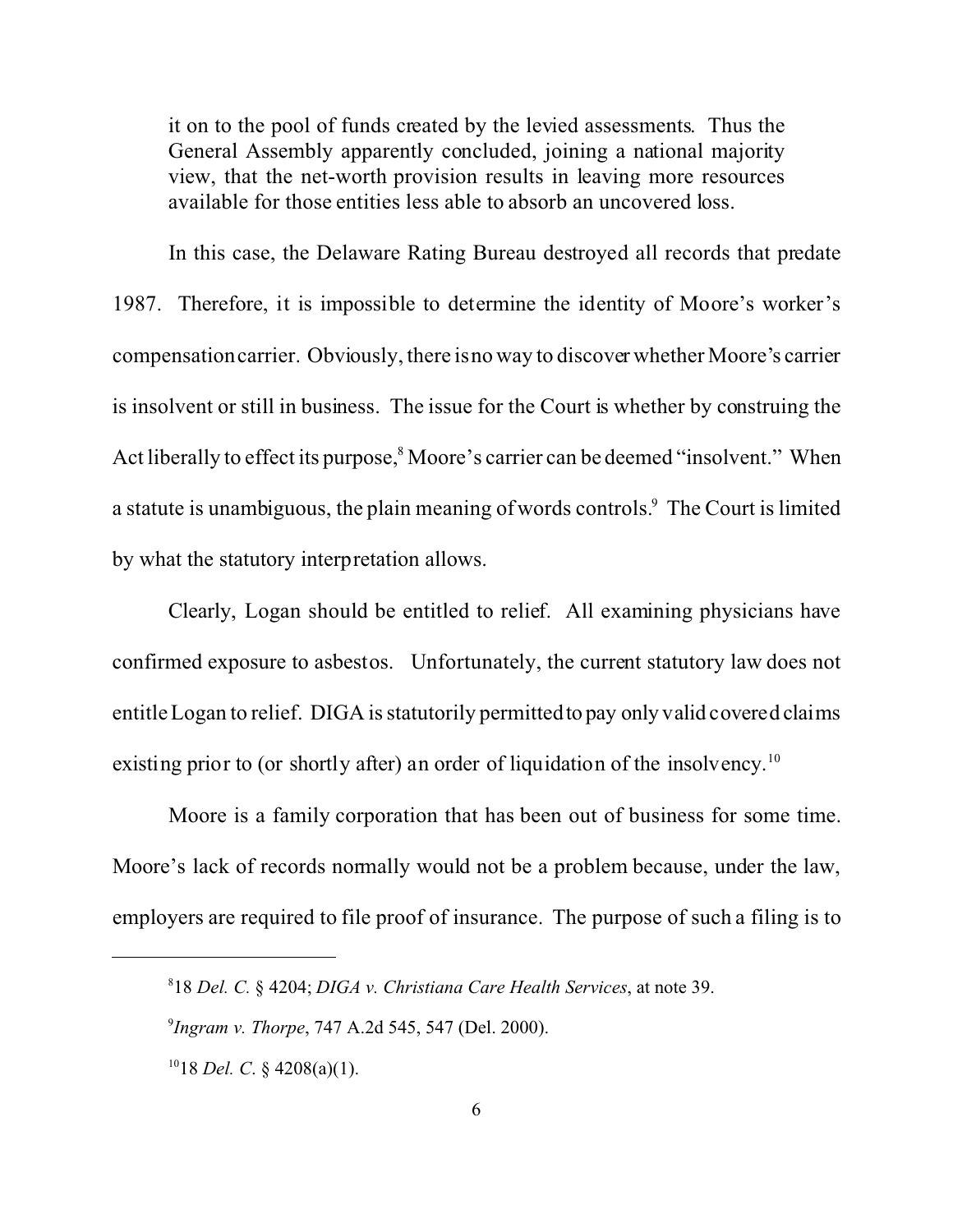it on to the pool of funds created by the levied assessments. Thus the General Assembly apparently concluded, joining a national majority view, that the net-worth provision results in leaving more resources available for those entities less able to absorb an uncovered loss.

In this case, the Delaware Rating Bureau destroyed all records that predate 1987. Therefore, it is impossible to determine the identity of Moore's worker's compensation carrier. Obviously, there is no way to discover whether Moore's carrier is insolvent or still in business. The issue for the Court is whether by construing the Act liberally to effect its purpose,[8] Moore's carrier can be deemed "insolvent." When a statute is unambiguous, the plain meaning of words controls.[9] The Court is limited by what the statutory interpretation allows.

Clearly, Logan should be entitled to relief. All examining physicians have confirmed exposure to asbestos. Unfortunately, the current statutory law does not entitle Logan to relief. DIGA is statutorily permitted to pay only valid covered claims existing prior to (or shortly after) an order of liquidation of the insolvency.[10]

Moore is a family corporation that has been out of business for some time. Moore's lack of records normally would not be a problem because, under the law, employers are required to file proof of insurance. The purpose of such a filing is to

---

[8] 18 *Del. C.* § 4204; *DIGA v. Christiana Care Health Services*, at note 39.

[9] *Ingram v. Thorpe*, 747 A.2d 545, 547 (Del. 2000).

[10] 18 *Del. C.* § 4208(a)(1).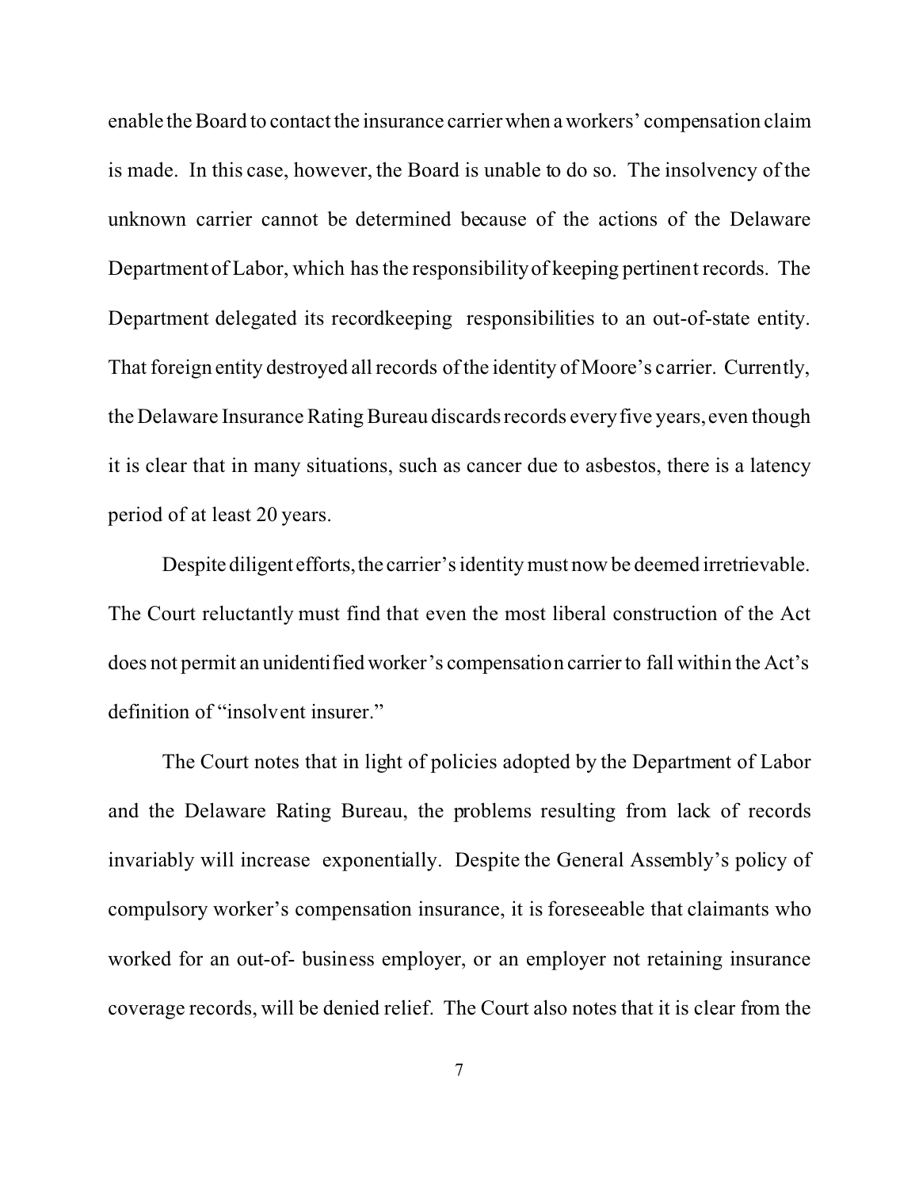enable the Board to contact the insurance carrier when a workers' compensation claim is made. In this case, however, the Board is unable to do so. The insolvency of the unknown carrier cannot be determined because of the actions of the Delaware Department of Labor, which has the responsibility of keeping pertinent records. The Department delegated its recordkeeping responsibilities to an out-of-state entity. That foreign entity destroyed all records of the identity of Moore's carrier. Currently, the Delaware Insurance Rating Bureau discards records every five years, even though it is clear that in many situations, such as cancer due to asbestos, there is a latency period of at least 20 years.

Despite diligent efforts, the carrier's identity must now be deemed irretrievable. The Court reluctantly must find that even the most liberal construction of the Act does not permit an unidentified worker's compensation carrier to fall within the Act's definition of "insolvent insurer."

The Court notes that in light of policies adopted by the Department of Labor and the Delaware Rating Bureau, the problems resulting from lack of records invariably will increase exponentially. Despite the General Assembly's policy of compulsory worker's compensation insurance, it is foreseeable that claimants who worked for an out-of- business employer, or an employer not retaining insurance coverage records, will be denied relief. The Court also notes that it is clear from the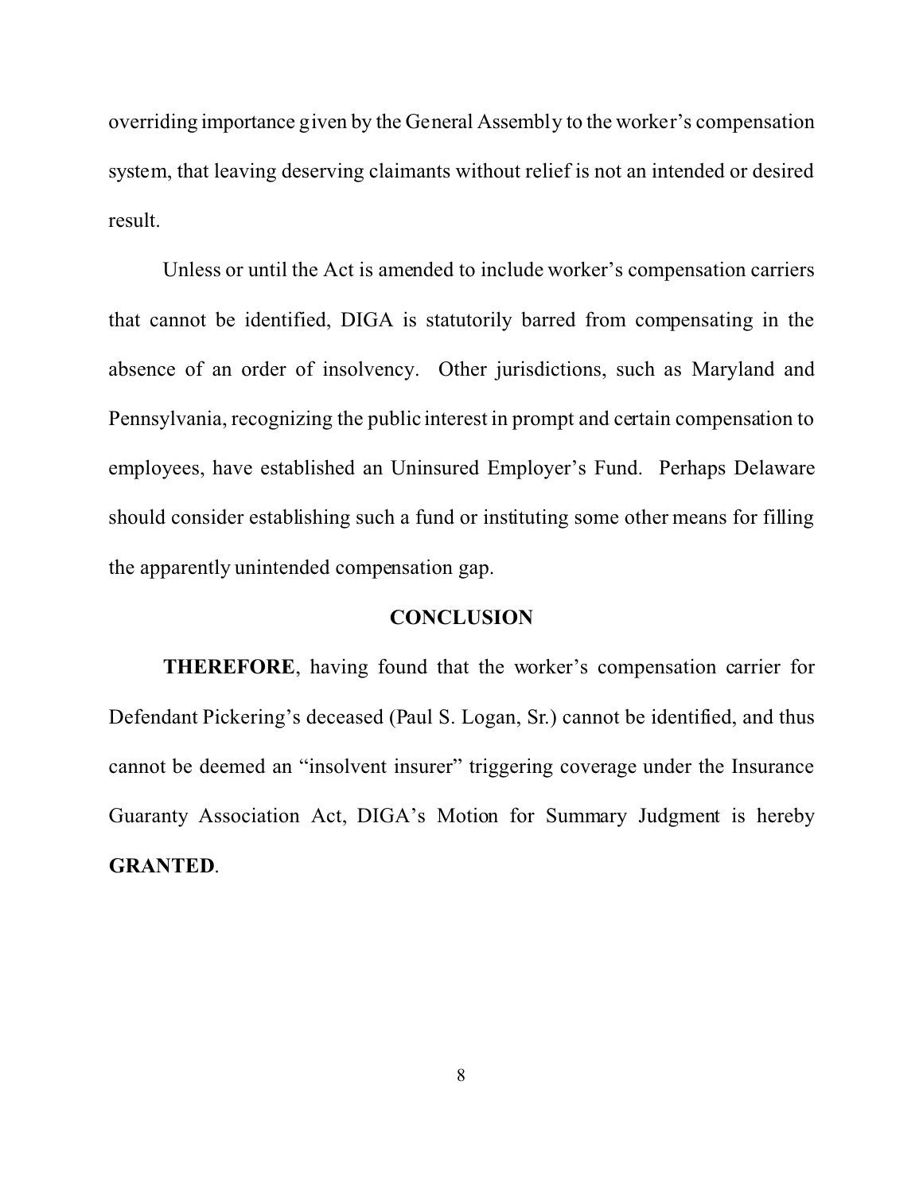overriding importance given by the General Assembly to the worker's compensation system, that leaving deserving claimants without relief is not an intended or desired result.

Unless or until the Act is amended to include worker's compensation carriers that cannot be identified, DIGA is statutorily barred from compensating in the absence of an order of insolvency. Other jurisdictions, such as Maryland and Pennsylvania, recognizing the public interest in prompt and certain compensation to employees, have established an Uninsured Employer's Fund. Perhaps Delaware should consider establishing such a fund or instituting some other means for filling the apparently unintended compensation gap.

## CONCLUSION

**THEREFORE**, having found that the worker's compensation carrier for Defendant Pickering's deceased (Paul S. Logan, Sr.) cannot be identified, and thus cannot be deemed an "insolvent insurer" triggering coverage under the Insurance Guaranty Association Act, DIGA's Motion for Summary Judgment is hereby **GRANTED**.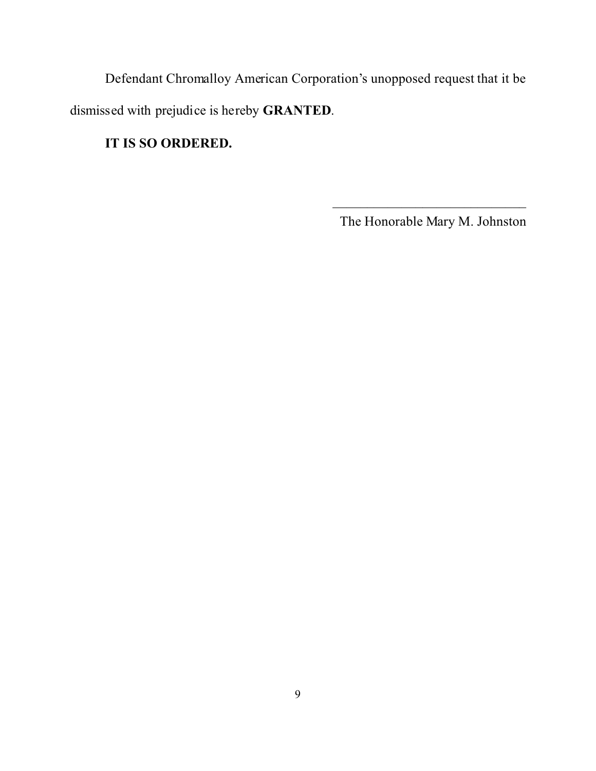Defendant Chromalloy American Corporation's unopposed request that it be dismissed with prejudice is hereby **GRANTED**.

**IT IS SO ORDERED.**

\_\_\_\_\_\_\_\_\_\_\_\_\_\_\_\_\_\_\_\_\_\_\_\_\_\_\_\_\_\_\_\_

The Honorable Mary M. Johnston